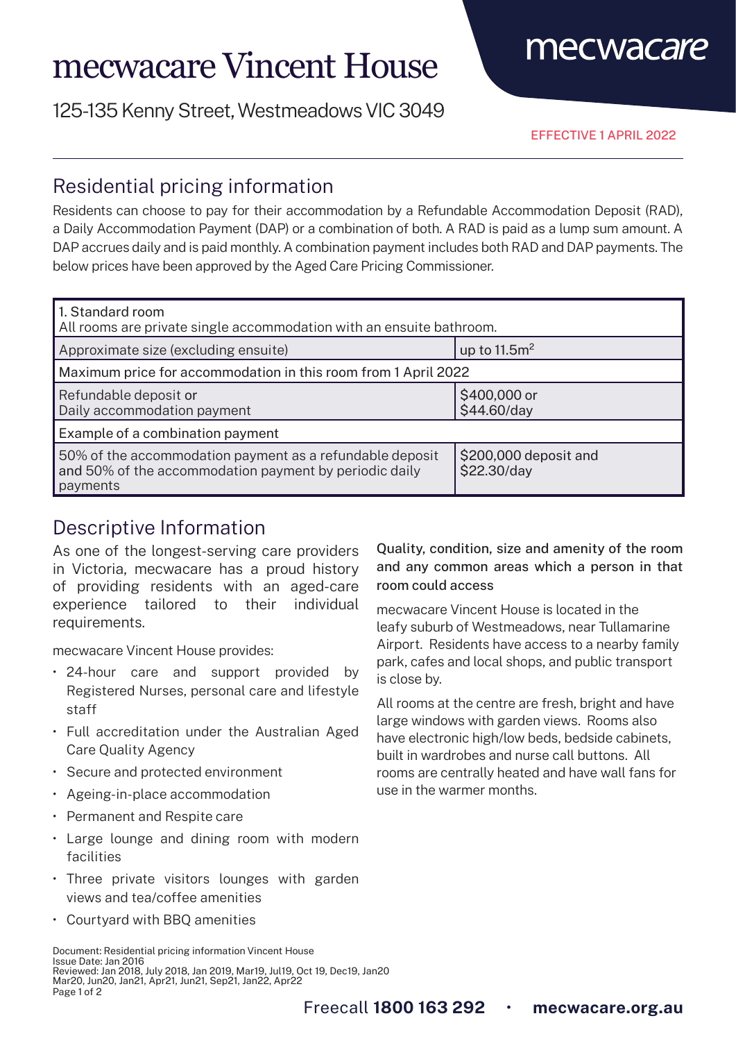# mecwacare Vincent House

125-135 Kenny Street, Westmeadows VIC 3049

mecwacare

EFFECTIVE 1 APRIL 2022

## Residential pricing information

Residents can choose to pay for their accommodation by a Refundable Accommodation Deposit (RAD), a Daily Accommodation Payment (DAP) or a combination of both. A RAD is paid as a lump sum amount. A DAP accrues daily and is paid monthly. A combination payment includes both RAD and DAP payments. The below prices have been approved by the Aged Care Pricing Commissioner.

| 1. Standard room<br>All rooms are private single accommodation with an ensuite bathroom. | |
|---|---|
| Approximate size (excluding ensuite) | up to 11.5m$^2$ |
| Maximum price for accommodation in this room from 1 April 2022 | |
| Refundable deposit or<br>Daily accommodation payment | \$400,000 or<br>\$44.60/day |
| Example of a combination payment | |
| 50% of the accommodation payment as a refundable deposit and 50% of the accommodation payment by periodic daily payments | \$200,000 deposit and<br>\$22.30/day |

## Descriptive Information

As one of the longest-serving care providers in Victoria, mecwacare has a proud history of providing residents with an aged-care experience tailored to their individual requirements.

mecwacare Vincent House provides:

- 24-hour care and support provided by Registered Nurses, personal care and lifestyle staff
- Full accreditation under the Australian Aged Care Quality Agency
- Secure and protected environment
- Ageing-in-place accommodation
- Permanent and Respite care
- Large lounge and dining room with modern facilities
- Three private visitors lounges with garden views and tea/coffee amenities
- Courtyard with BBQ amenities

### Quality, condition, size and amenity of the room and any common areas which a person in that room could access

mecwacare Vincent House is located in the leafy suburb of Westmeadows, near Tullamarine Airport. Residents have access to a nearby family park, cafes and local shops, and public transport is close by.

All rooms at the centre are fresh, bright and have large windows with garden views. Rooms also have electronic high/low beds, bedside cabinets, built in wardrobes and nurse call buttons. All rooms are centrally heated and have wall fans for use in the warmer months.

Document: Residential pricing information Vincent House
Issue Date: Jan 2016
Reviewed: Jan 2018, July 2018, Jan 2019, Mar19, Jul19, Oct 19, Dec19, Jan20
Mar20, Jun20, Jan21, Apr21, Jun21, Sep21, Jan22, Apr22

Freecall **1800 163 292** • **mecwacare.org.au**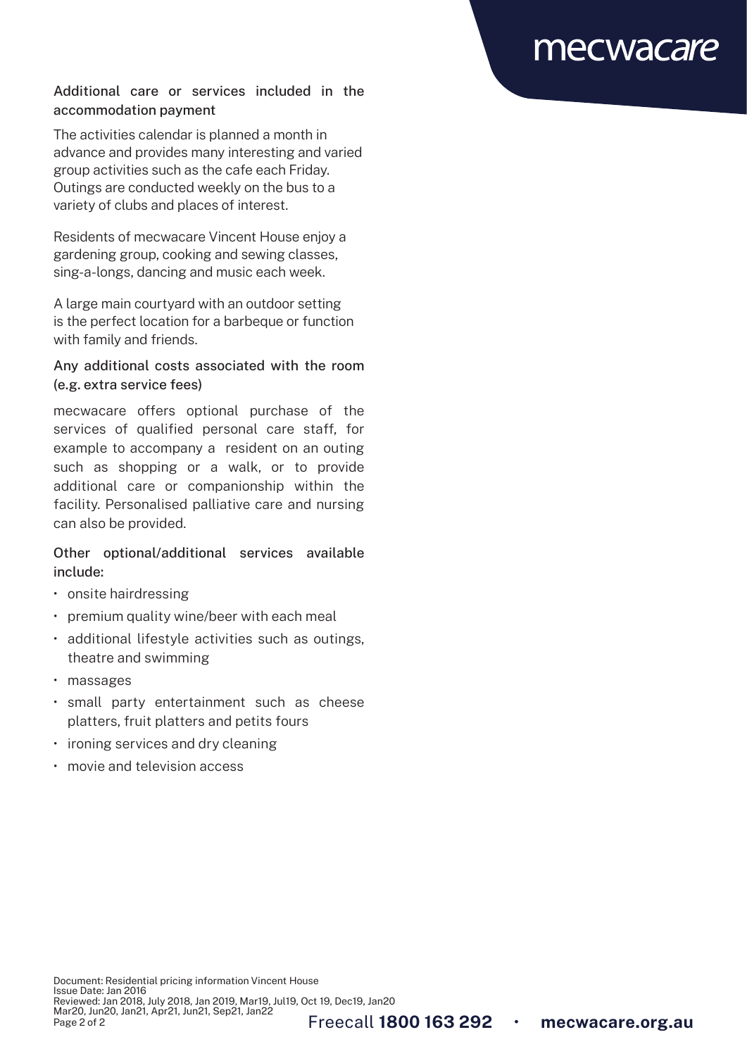### Additional care or services included in the accommodation payment

The activities calendar is planned a month in advance and provides many interesting and varied group activities such as the cafe each Friday. Outings are conducted weekly on the bus to a variety of clubs and places of interest.

Residents of mecwacare Vincent House enjoy a gardening group, cooking and sewing classes, sing-a-longs, dancing and music each week.

A large main courtyard with an outdoor setting is the perfect location for a barbeque or function with family and friends.

### Any additional costs associated with the room (e.g. extra service fees)

mecwacare offers optional purchase of the services of qualified personal care staff, for example to accompany a resident on an outing such as shopping or a walk, or to provide additional care or companionship within the facility. Personalised palliative care and nursing can also be provided.

### Other optional/additional services available include:

- onsite hairdressing
- premium quality wine/beer with each meal
- additional lifestyle activities such as outings, theatre and swimming
- massages
- small party entertainment such as cheese platters, fruit platters and petits fours
- ironing services and dry cleaning
- movie and television access

Document: Residential pricing information Vincent House
Issue Date: Jan 2016
Reviewed: Jan 2018, July 2018, Jan 2019, Mar19, Jul19, Oct 19, Dec19, Jan20
Mar20, Jun20, Jan21, Apr21, Jun21, Sep21, Jan22

Freecall **1800 163 292** • **mecwacare.org.au**